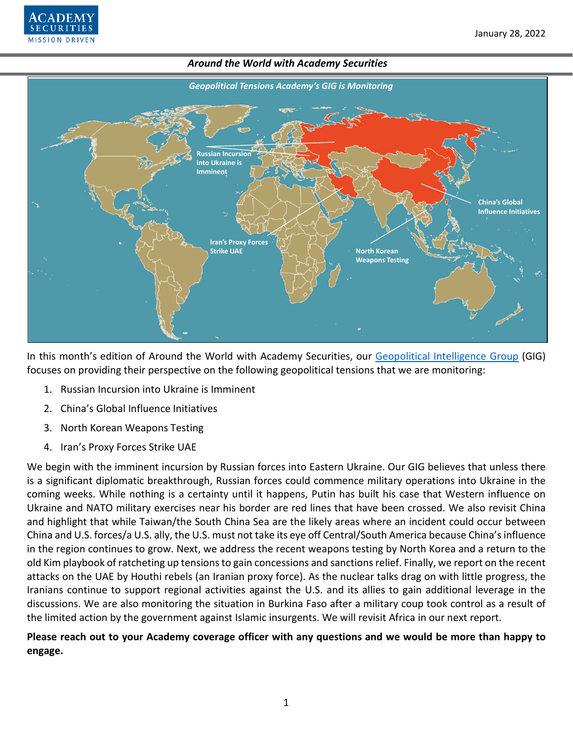January 28, 2022

***Around the World with Academy Securities***

***Geopolitical Tensions Academy's GIG is Monitoring***

Russian Incursion into Ukraine is Imminent

China's Global Influence Initiatives

Iran's Proxy Forces Strike UAE

North Korean Weapons Testing

In this month's edition of Around the World with Academy Securities, our Geopolitical Intelligence Group (GIG) focuses on providing their perspective on the following geopolitical tensions that we are monitoring:

1. Russian Incursion into Ukraine is Imminent
2. China's Global Influence Initiatives
3. North Korean Weapons Testing
4. Iran's Proxy Forces Strike UAE

We begin with the imminent incursion by Russian forces into Eastern Ukraine. Our GIG believes that unless there is a significant diplomatic breakthrough, Russian forces could commence military operations into Ukraine in the coming weeks. While nothing is a certainty until it happens, Putin has built his case that Western influence on Ukraine and NATO military exercises near his border are red lines that have been crossed. We also revisit China and highlight that while Taiwan/the South China Sea are the likely areas where an incident could occur between China and U.S. forces/a U.S. ally, the U.S. must not take its eye off Central/South America because China's influence in the region continues to grow. Next, we address the recent weapons testing by North Korea and a return to the old Kim playbook of ratcheting up tensions to gain concessions and sanctions relief. Finally, we report on the recent attacks on the UAE by Houthi rebels (an Iranian proxy force). As the nuclear talks drag on with little progress, the Iranians continue to support regional activities against the U.S. and its allies to gain additional leverage in the discussions. We are also monitoring the situation in Burkina Faso after a military coup took control as a result of the limited action by the government against Islamic insurgents. We will revisit Africa in our next report.

**Please reach out to your Academy coverage officer with any questions and we would be more than happy to engage.**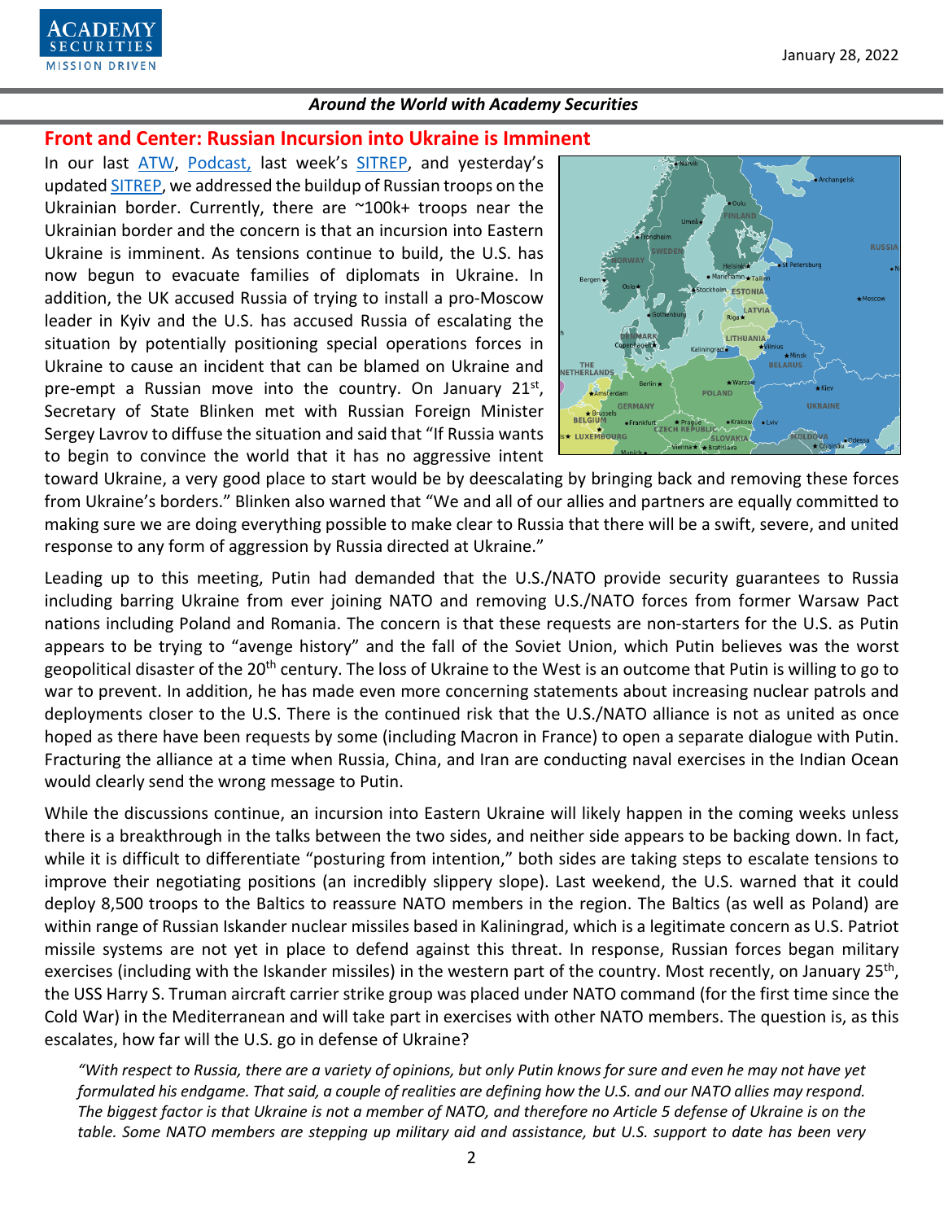## Front and Center: Russian Incursion into Ukraine is Imminent

In our last ATW, Podcast, last week's SITREP, and yesterday's updated SITREP, we addressed the buildup of Russian troops on the Ukrainian border. Currently, there are ~100k+ troops near the Ukrainian border and the concern is that an incursion into Eastern Ukraine is imminent. As tensions continue to build, the U.S. has now begun to evacuate families of diplomats in Ukraine. In addition, the UK accused Russia of trying to install a pro-Moscow leader in Kyiv and the U.S. has accused Russia of escalating the situation by potentially positioning special operations forces in Ukraine to cause an incident that can be blamed on Ukraine and pre-empt a Russian move into the country. On January 21st, Secretary of State Blinken met with Russian Foreign Minister Sergey Lavrov to diffuse the situation and said that "If Russia wants to begin to convince the world that it has no aggressive intent toward Ukraine, a very good place to start would be by deescalating by bringing back and removing these forces from Ukraine's borders." Blinken also warned that "We and all of our allies and partners are equally committed to making sure we are doing everything possible to make clear to Russia that there will be a swift, severe, and united response to any form of aggression by Russia directed at Ukraine."

Leading up to this meeting, Putin had demanded that the U.S./NATO provide security guarantees to Russia including barring Ukraine from ever joining NATO and removing U.S./NATO forces from former Warsaw Pact nations including Poland and Romania. The concern is that these requests are non-starters for the U.S. as Putin appears to be trying to "avenge history" and the fall of the Soviet Union, which Putin believes was the worst geopolitical disaster of the 20th century. The loss of Ukraine to the West is an outcome that Putin is willing to go to war to prevent. In addition, he has made even more concerning statements about increasing nuclear patrols and deployments closer to the U.S. There is the continued risk that the U.S./NATO alliance is not as united as once hoped as there have been requests by some (including Macron in France) to open a separate dialogue with Putin. Fracturing the alliance at a time when Russia, China, and Iran are conducting naval exercises in the Indian Ocean would clearly send the wrong message to Putin.

While the discussions continue, an incursion into Eastern Ukraine will likely happen in the coming weeks unless there is a breakthrough in the talks between the two sides, and neither side appears to be backing down. In fact, while it is difficult to differentiate "posturing from intention," both sides are taking steps to escalate tensions to improve their negotiating positions (an incredibly slippery slope). Last weekend, the U.S. warned that it could deploy 8,500 troops to the Baltics to reassure NATO members in the region. The Baltics (as well as Poland) are within range of Russian Iskander nuclear missiles based in Kaliningrad, which is a legitimate concern as U.S. Patriot missile systems are not yet in place to defend against this threat. In response, Russian forces began military exercises (including with the Iskander missiles) in the western part of the country. Most recently, on January 25th, the USS Harry S. Truman aircraft carrier strike group was placed under NATO command (for the first time since the Cold War) in the Mediterranean and will take part in exercises with other NATO members. The question is, as this escalates, how far will the U.S. go in defense of Ukraine?

> *"With respect to Russia, there are a variety of opinions, but only Putin knows for sure and even he may not have yet formulated his endgame. That said, a couple of realities are defining how the U.S. and our NATO allies may respond. The biggest factor is that Ukraine is not a member of NATO, and therefore no Article 5 defense of Ukraine is on the table. Some NATO members are stepping up military aid and assistance, but U.S. support to date has been very*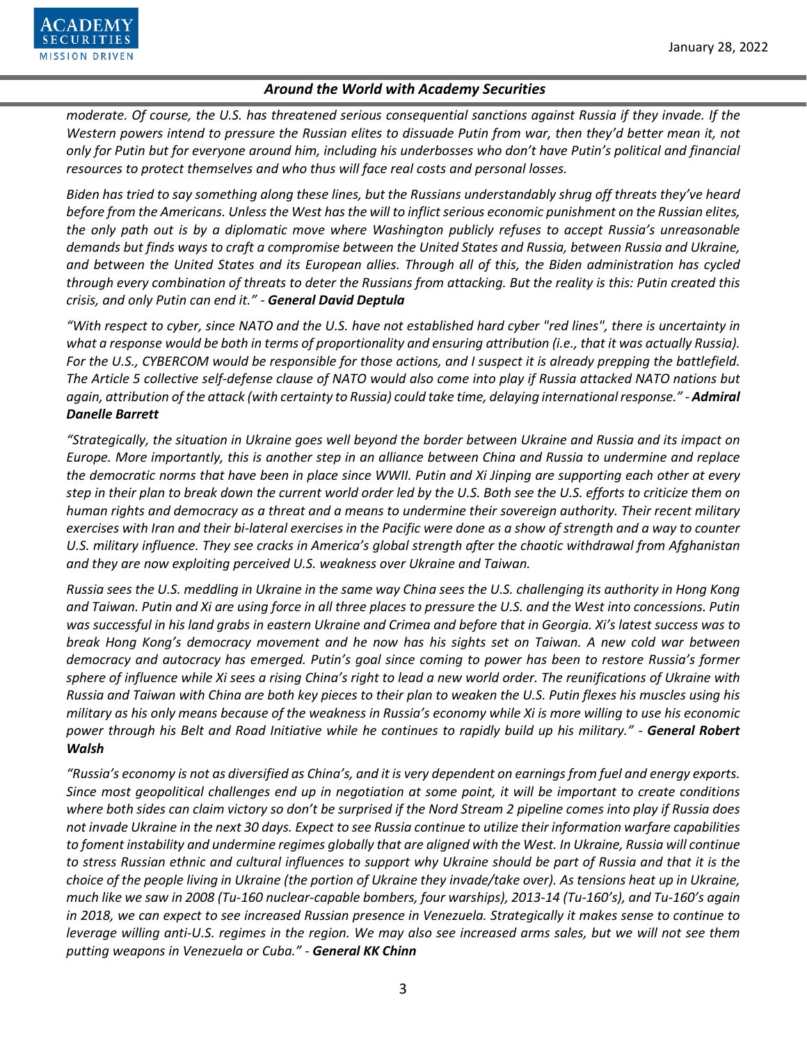*moderate. Of course, the U.S. has threatened serious consequential sanctions against Russia if they invade. If the Western powers intend to pressure the Russian elites to dissuade Putin from war, then they'd better mean it, not only for Putin but for everyone around him, including his underbosses who don't have Putin's political and financial resources to protect themselves and who thus will face real costs and personal losses.*

*Biden has tried to say something along these lines, but the Russians understandably shrug off threats they've heard before from the Americans. Unless the West has the will to inflict serious economic punishment on the Russian elites, the only path out is by a diplomatic move where Washington publicly refuses to accept Russia's unreasonable demands but finds ways to craft a compromise between the United States and Russia, between Russia and Ukraine, and between the United States and its European allies. Through all of this, the Biden administration has cycled through every combination of threats to deter the Russians from attacking. But the reality is this: Putin created this crisis, and only Putin can end it." -* ***General David Deptula***

*"With respect to cyber, since NATO and the U.S. have not established hard cyber "red lines", there is uncertainty in what a response would be both in terms of proportionality and ensuring attribution (i.e., that it was actually Russia). For the U.S., CYBERCOM would be responsible for those actions, and I suspect it is already prepping the battlefield. The Article 5 collective self-defense clause of NATO would also come into play if Russia attacked NATO nations but again, attribution of the attack (with certainty to Russia) could take time, delaying international response." -* ***Admiral Danelle Barrett***

*"Strategically, the situation in Ukraine goes well beyond the border between Ukraine and Russia and its impact on Europe. More importantly, this is another step in an alliance between China and Russia to undermine and replace the democratic norms that have been in place since WWII. Putin and Xi Jinping are supporting each other at every step in their plan to break down the current world order led by the U.S. Both see the U.S. efforts to criticize them on human rights and democracy as a threat and a means to undermine their sovereign authority. Their recent military exercises with Iran and their bi-lateral exercises in the Pacific were done as a show of strength and a way to counter U.S. military influence. They see cracks in America's global strength after the chaotic withdrawal from Afghanistan and they are now exploiting perceived U.S. weakness over Ukraine and Taiwan.*

*Russia sees the U.S. meddling in Ukraine in the same way China sees the U.S. challenging its authority in Hong Kong and Taiwan. Putin and Xi are using force in all three places to pressure the U.S. and the West into concessions. Putin was successful in his land grabs in eastern Ukraine and Crimea and before that in Georgia. Xi's latest success was to break Hong Kong's democracy movement and he now has his sights set on Taiwan. A new cold war between democracy and autocracy has emerged. Putin's goal since coming to power has been to restore Russia's former sphere of influence while Xi sees a rising China's right to lead a new world order. The reunifications of Ukraine with Russia and Taiwan with China are both key pieces to their plan to weaken the U.S. Putin flexes his muscles using his military as his only means because of the weakness in Russia's economy while Xi is more willing to use his economic power through his Belt and Road Initiative while he continues to rapidly build up his military." -* ***General Robert Walsh***

*"Russia's economy is not as diversified as China's, and it is very dependent on earnings from fuel and energy exports. Since most geopolitical challenges end up in negotiation at some point, it will be important to create conditions where both sides can claim victory so don't be surprised if the Nord Stream 2 pipeline comes into play if Russia does not invade Ukraine in the next 30 days. Expect to see Russia continue to utilize their information warfare capabilities to foment instability and undermine regimes globally that are aligned with the West. In Ukraine, Russia will continue to stress Russian ethnic and cultural influences to support why Ukraine should be part of Russia and that it is the choice of the people living in Ukraine (the portion of Ukraine they invade/take over). As tensions heat up in Ukraine, much like we saw in 2008 (Tu-160 nuclear-capable bombers, four warships), 2013-14 (Tu-160's), and Tu-160's again in 2018, we can expect to see increased Russian presence in Venezuela. Strategically it makes sense to continue to leverage willing anti-U.S. regimes in the region. We may also see increased arms sales, but we will not see them putting weapons in Venezuela or Cuba." -* ***General KK Chinn***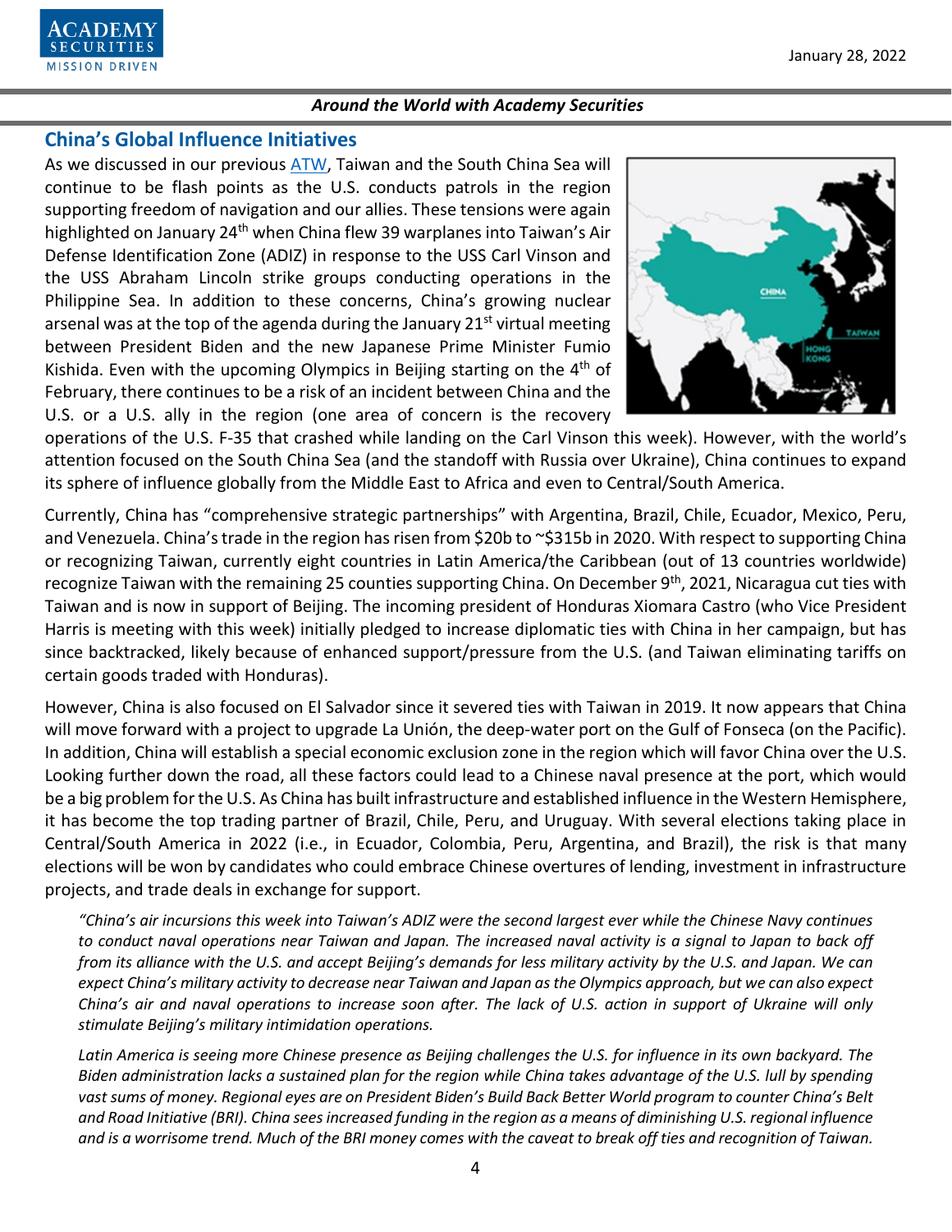## China's Global Influence Initiatives

As we discussed in our previous ATW, Taiwan and the South China Sea will continue to be flash points as the U.S. conducts patrols in the region supporting freedom of navigation and our allies. These tensions were again highlighted on January 24th when China flew 39 warplanes into Taiwan's Air Defense Identification Zone (ADIZ) in response to the USS Carl Vinson and the USS Abraham Lincoln strike groups conducting operations in the Philippine Sea. In addition to these concerns, China's growing nuclear arsenal was at the top of the agenda during the January 21st virtual meeting between President Biden and the new Japanese Prime Minister Fumio Kishida. Even with the upcoming Olympics in Beijing starting on the 4th of February, there continues to be a risk of an incident between China and the U.S. or a U.S. ally in the region (one area of concern is the recovery operations of the U.S. F-35 that crashed while landing on the Carl Vinson this week). However, with the world's attention focused on the South China Sea (and the standoff with Russia over Ukraine), China continues to expand its sphere of influence globally from the Middle East to Africa and even to Central/South America.

Currently, China has "comprehensive strategic partnerships" with Argentina, Brazil, Chile, Ecuador, Mexico, Peru, and Venezuela. China's trade in the region has risen from $20b to ~$315b in 2020. With respect to supporting China or recognizing Taiwan, currently eight countries in Latin America/the Caribbean (out of 13 countries worldwide) recognize Taiwan with the remaining 25 counties supporting China. On December 9th, 2021, Nicaragua cut ties with Taiwan and is now in support of Beijing. The incoming president of Honduras Xiomara Castro (who Vice President Harris is meeting with this week) initially pledged to increase diplomatic ties with China in her campaign, but has since backtracked, likely because of enhanced support/pressure from the U.S. (and Taiwan eliminating tariffs on certain goods traded with Honduras).

However, China is also focused on El Salvador since it severed ties with Taiwan in 2019. It now appears that China will move forward with a project to upgrade La Unión, the deep-water port on the Gulf of Fonseca (on the Pacific). In addition, China will establish a special economic exclusion zone in the region which will favor China over the U.S. Looking further down the road, all these factors could lead to a Chinese naval presence at the port, which would be a big problem for the U.S. As China has built infrastructure and established influence in the Western Hemisphere, it has become the top trading partner of Brazil, Chile, Peru, and Uruguay. With several elections taking place in Central/South America in 2022 (i.e., in Ecuador, Colombia, Peru, Argentina, and Brazil), the risk is that many elections will be won by candidates who could embrace Chinese overtures of lending, investment in infrastructure projects, and trade deals in exchange for support.

*"China's air incursions this week into Taiwan's ADIZ were the second largest ever while the Chinese Navy continues to conduct naval operations near Taiwan and Japan. The increased naval activity is a signal to Japan to back off from its alliance with the U.S. and accept Beijing's demands for less military activity by the U.S. and Japan. We can expect China's military activity to decrease near Taiwan and Japan as the Olympics approach, but we can also expect China's air and naval operations to increase soon after. The lack of U.S. action in support of Ukraine will only stimulate Beijing's military intimidation operations.*

*Latin America is seeing more Chinese presence as Beijing challenges the U.S. for influence in its own backyard. The Biden administration lacks a sustained plan for the region while China takes advantage of the U.S. lull by spending vast sums of money. Regional eyes are on President Biden's Build Back Better World program to counter China's Belt and Road Initiative (BRI). China sees increased funding in the region as a means of diminishing U.S. regional influence and is a worrisome trend. Much of the BRI money comes with the caveat to break off ties and recognition of Taiwan.*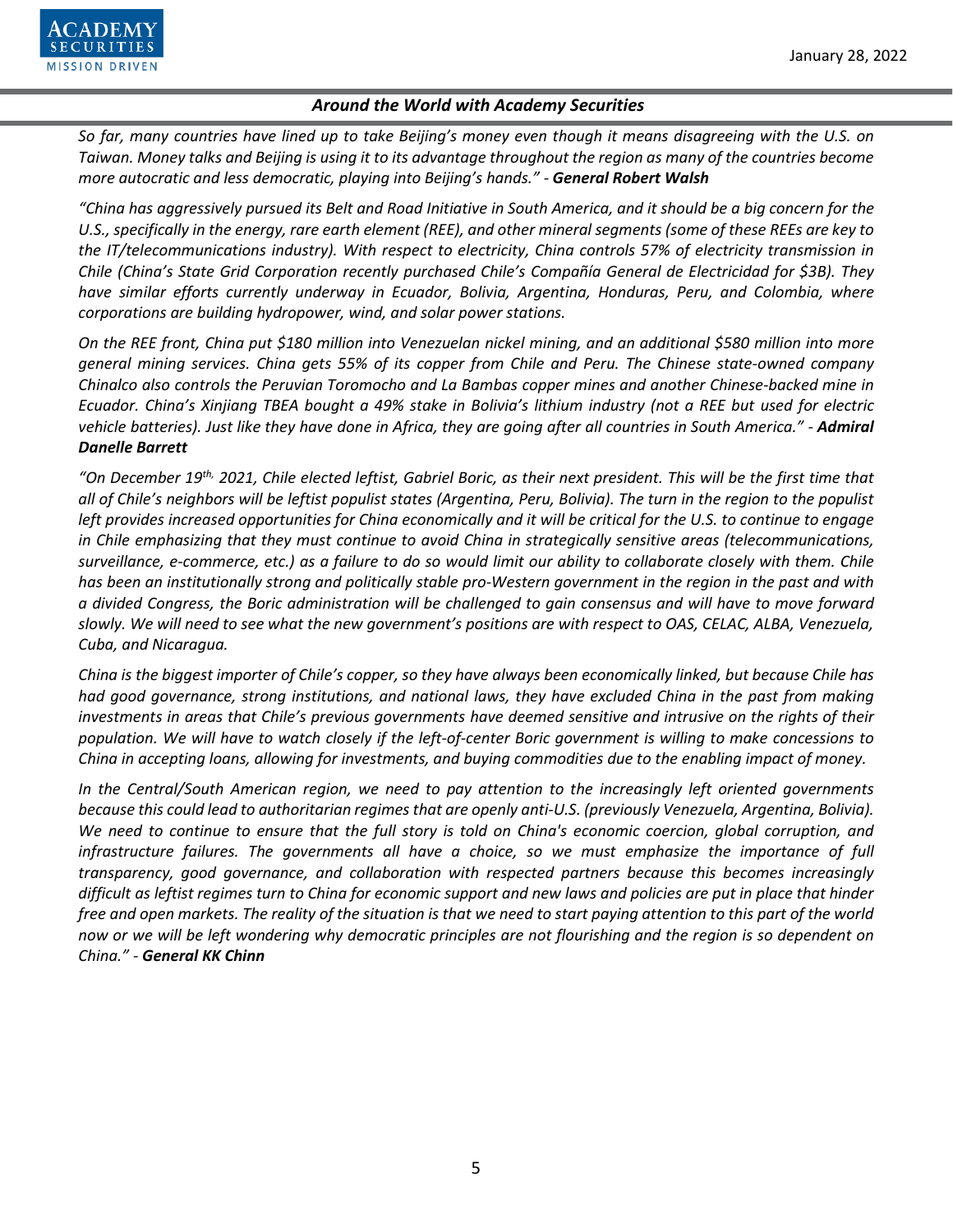*So far, many countries have lined up to take Beijing's money even though it means disagreeing with the U.S. on Taiwan. Money talks and Beijing is using it to its advantage throughout the region as many of the countries become more autocratic and less democratic, playing into Beijing's hands." -* ***General Robert Walsh***

*"China has aggressively pursued its Belt and Road Initiative in South America, and it should be a big concern for the U.S., specifically in the energy, rare earth element (REE), and other mineral segments (some of these REEs are key to the IT/telecommunications industry). With respect to electricity, China controls 57% of electricity transmission in Chile (China's State Grid Corporation recently purchased Chile's Compañía General de Electricidad for $3B). They have similar efforts currently underway in Ecuador, Bolivia, Argentina, Honduras, Peru, and Colombia, where corporations are building hydropower, wind, and solar power stations.*

*On the REE front, China put $180 million into Venezuelan nickel mining, and an additional $580 million into more general mining services. China gets 55% of its copper from Chile and Peru. The Chinese state-owned company Chinalco also controls the Peruvian Toromocho and La Bambas copper mines and another Chinese-backed mine in Ecuador. China's Xinjiang TBEA bought a 49% stake in Bolivia's lithium industry (not a REE but used for electric vehicle batteries). Just like they have done in Africa, they are going after all countries in South America." -* ***Admiral Danelle Barrett***

*"On December 19th, 2021, Chile elected leftist, Gabriel Boric, as their next president. This will be the first time that all of Chile's neighbors will be leftist populist states (Argentina, Peru, Bolivia). The turn in the region to the populist left provides increased opportunities for China economically and it will be critical for the U.S. to continue to engage in Chile emphasizing that they must continue to avoid China in strategically sensitive areas (telecommunications, surveillance, e-commerce, etc.) as a failure to do so would limit our ability to collaborate closely with them. Chile has been an institutionally strong and politically stable pro-Western government in the region in the past and with a divided Congress, the Boric administration will be challenged to gain consensus and will have to move forward slowly. We will need to see what the new government's positions are with respect to OAS, CELAC, ALBA, Venezuela, Cuba, and Nicaragua.*

*China is the biggest importer of Chile's copper, so they have always been economically linked, but because Chile has had good governance, strong institutions, and national laws, they have excluded China in the past from making investments in areas that Chile's previous governments have deemed sensitive and intrusive on the rights of their population. We will have to watch closely if the left-of-center Boric government is willing to make concessions to China in accepting loans, allowing for investments, and buying commodities due to the enabling impact of money.*

*In the Central/South American region, we need to pay attention to the increasingly left oriented governments because this could lead to authoritarian regimes that are openly anti-U.S. (previously Venezuela, Argentina, Bolivia). We need to continue to ensure that the full story is told on China's economic coercion, global corruption, and infrastructure failures. The governments all have a choice, so we must emphasize the importance of full transparency, good governance, and collaboration with respected partners because this becomes increasingly difficult as leftist regimes turn to China for economic support and new laws and policies are put in place that hinder free and open markets. The reality of the situation is that we need to start paying attention to this part of the world now or we will be left wondering why democratic principles are not flourishing and the region is so dependent on China." -* ***General KK Chinn***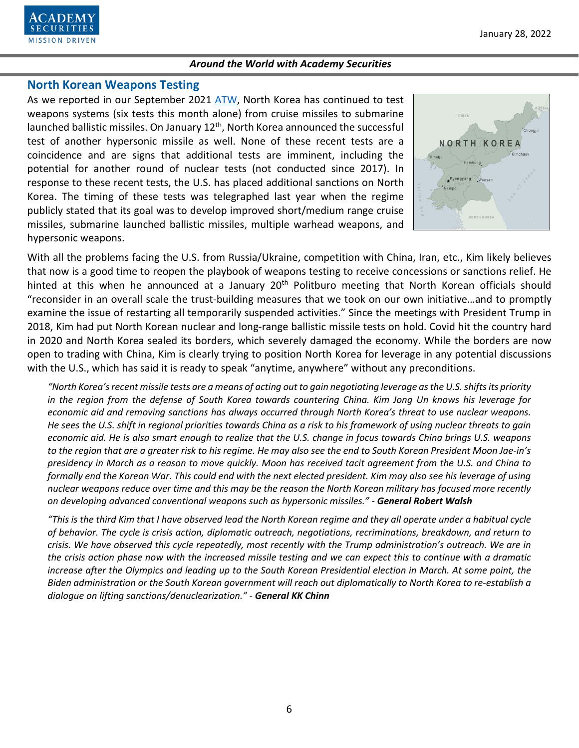## North Korean Weapons Testing

As we reported in our September 2021 ATW, North Korea has continued to test weapons systems (six tests this month alone) from cruise missiles to submarine launched ballistic missiles. On January 12th, North Korea announced the successful test of another hypersonic missile as well. None of these recent tests are a coincidence and are signs that additional tests are imminent, including the potential for another round of nuclear tests (not conducted since 2017). In response to these recent tests, the U.S. has placed additional sanctions on North Korea. The timing of these tests was telegraphed last year when the regime publicly stated that its goal was to develop improved short/medium range cruise missiles, submarine launched ballistic missiles, multiple warhead weapons, and hypersonic weapons.

With all the problems facing the U.S. from Russia/Ukraine, competition with China, Iran, etc., Kim likely believes that now is a good time to reopen the playbook of weapons testing to receive concessions or sanctions relief. He hinted at this when he announced at a January 20th Politburo meeting that North Korean officials should "reconsider in an overall scale the trust-building measures that we took on our own initiative…and to promptly examine the issue of restarting all temporarily suspended activities." Since the meetings with President Trump in 2018, Kim had put North Korean nuclear and long-range ballistic missile tests on hold. Covid hit the country hard in 2020 and North Korea sealed its borders, which severely damaged the economy. While the borders are now open to trading with China, Kim is clearly trying to position North Korea for leverage in any potential discussions with the U.S., which has said it is ready to speak "anytime, anywhere" without any preconditions.

> *"North Korea's recent missile tests are a means of acting out to gain negotiating leverage as the U.S. shifts its priority in the region from the defense of South Korea towards countering China. Kim Jong Un knows his leverage for economic aid and removing sanctions has always occurred through North Korea's threat to use nuclear weapons. He sees the U.S. shift in regional priorities towards China as a risk to his framework of using nuclear threats to gain economic aid. He is also smart enough to realize that the U.S. change in focus towards China brings U.S. weapons to the region that are a greater risk to his regime. He may also see the end to South Korean President Moon Jae-in's presidency in March as a reason to move quickly. Moon has received tacit agreement from the U.S. and China to formally end the Korean War. This could end with the next elected president. Kim may also see his leverage of using nuclear weapons reduce over time and this may be the reason the North Korean military has focused more recently on developing advanced conventional weapons such as hypersonic missiles."* - ***General Robert Walsh***

> *"This is the third Kim that I have observed lead the North Korean regime and they all operate under a habitual cycle of behavior. The cycle is crisis action, diplomatic outreach, negotiations, recriminations, breakdown, and return to crisis. We have observed this cycle repeatedly, most recently with the Trump administration's outreach. We are in the crisis action phase now with the increased missile testing and we can expect this to continue with a dramatic increase after the Olympics and leading up to the South Korean Presidential election in March. At some point, the Biden administration or the South Korean government will reach out diplomatically to North Korea to re-establish a dialogue on lifting sanctions/denuclearization."* - ***General KK Chinn***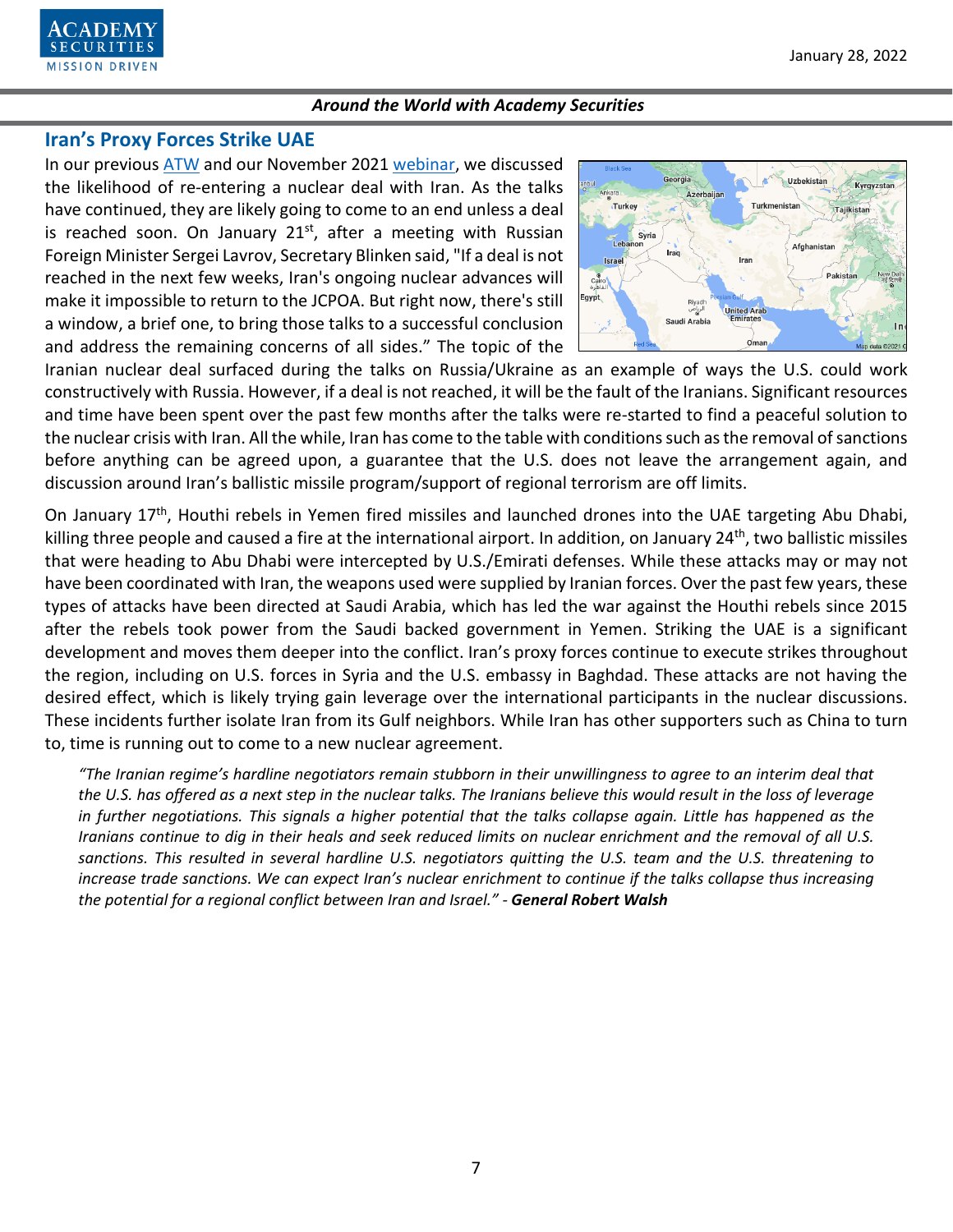## Iran's Proxy Forces Strike UAE

In our previous ATW and our November 2021 webinar, we discussed the likelihood of re-entering a nuclear deal with Iran. As the talks have continued, they are likely going to come to an end unless a deal is reached soon. On January 21st, after a meeting with Russian Foreign Minister Sergei Lavrov, Secretary Blinken said, "If a deal is not reached in the next few weeks, Iran's ongoing nuclear advances will make it impossible to return to the JCPOA. But right now, there's still a window, a brief one, to bring those talks to a successful conclusion and address the remaining concerns of all sides." The topic of the Iranian nuclear deal surfaced during the talks on Russia/Ukraine as an example of ways the U.S. could work constructively with Russia. However, if a deal is not reached, it will be the fault of the Iranians. Significant resources and time have been spent over the past few months after the talks were re-started to find a peaceful solution to the nuclear crisis with Iran. All the while, Iran has come to the table with conditions such as the removal of sanctions before anything can be agreed upon, a guarantee that the U.S. does not leave the arrangement again, and discussion around Iran's ballistic missile program/support of regional terrorism are off limits.

On January 17th, Houthi rebels in Yemen fired missiles and launched drones into the UAE targeting Abu Dhabi, killing three people and caused a fire at the international airport. In addition, on January 24th, two ballistic missiles that were heading to Abu Dhabi were intercepted by U.S./Emirati defenses. While these attacks may or may not have been coordinated with Iran, the weapons used were supplied by Iranian forces. Over the past few years, these types of attacks have been directed at Saudi Arabia, which has led the war against the Houthi rebels since 2015 after the rebels took power from the Saudi backed government in Yemen. Striking the UAE is a significant development and moves them deeper into the conflict. Iran's proxy forces continue to execute strikes throughout the region, including on U.S. forces in Syria and the U.S. embassy in Baghdad. These attacks are not having the desired effect, which is likely trying gain leverage over the international participants in the nuclear discussions. These incidents further isolate Iran from its Gulf neighbors. While Iran has other supporters such as China to turn to, time is running out to come to a new nuclear agreement.

*"The Iranian regime's hardline negotiators remain stubborn in their unwillingness to agree to an interim deal that the U.S. has offered as a next step in the nuclear talks. The Iranians believe this would result in the loss of leverage in further negotiations. This signals a higher potential that the talks collapse again. Little has happened as the Iranians continue to dig in their heals and seek reduced limits on nuclear enrichment and the removal of all U.S. sanctions. This resulted in several hardline U.S. negotiators quitting the U.S. team and the U.S. threatening to increase trade sanctions. We can expect Iran's nuclear enrichment to continue if the talks collapse thus increasing the potential for a regional conflict between Iran and Israel."* - ***General Robert Walsh***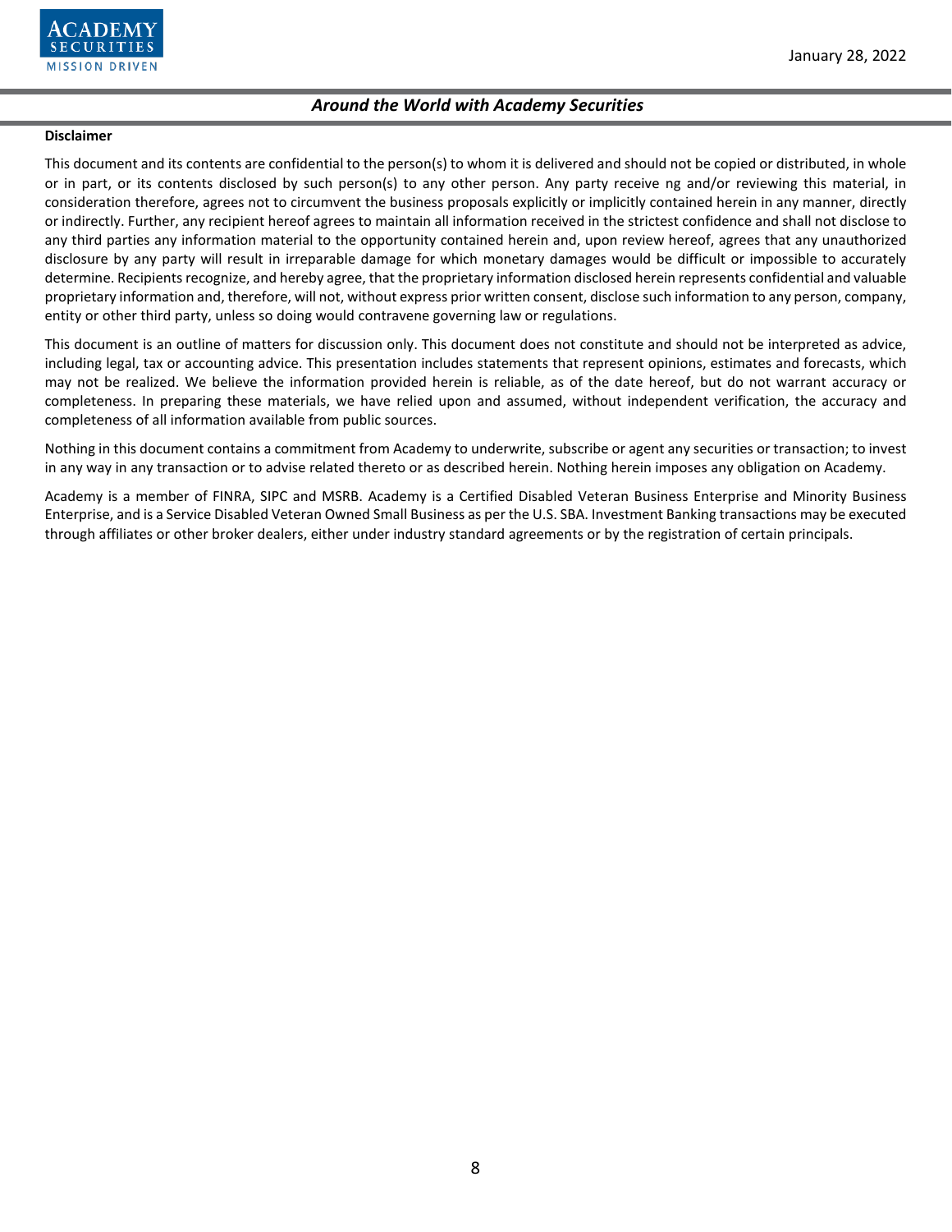**Disclaimer**

This document and its contents are confidential to the person(s) to whom it is delivered and should not be copied or distributed, in whole or in part, or its contents disclosed by such person(s) to any other person. Any party receive ng and/or reviewing this material, in consideration therefore, agrees not to circumvent the business proposals explicitly or implicitly contained herein in any manner, directly or indirectly. Further, any recipient hereof agrees to maintain all information received in the strictest confidence and shall not disclose to any third parties any information material to the opportunity contained herein and, upon review hereof, agrees that any unauthorized disclosure by any party will result in irreparable damage for which monetary damages would be difficult or impossible to accurately determine. Recipients recognize, and hereby agree, that the proprietary information disclosed herein represents confidential and valuable proprietary information and, therefore, will not, without express prior written consent, disclose such information to any person, company, entity or other third party, unless so doing would contravene governing law or regulations.

This document is an outline of matters for discussion only. This document does not constitute and should not be interpreted as advice, including legal, tax or accounting advice. This presentation includes statements that represent opinions, estimates and forecasts, which may not be realized. We believe the information provided herein is reliable, as of the date hereof, but do not warrant accuracy or completeness. In preparing these materials, we have relied upon and assumed, without independent verification, the accuracy and completeness of all information available from public sources.

Nothing in this document contains a commitment from Academy to underwrite, subscribe or agent any securities or transaction; to invest in any way in any transaction or to advise related thereto or as described herein. Nothing herein imposes any obligation on Academy.

Academy is a member of FINRA, SIPC and MSRB. Academy is a Certified Disabled Veteran Business Enterprise and Minority Business Enterprise, and is a Service Disabled Veteran Owned Small Business as per the U.S. SBA. Investment Banking transactions may be executed through affiliates or other broker dealers, either under industry standard agreements or by the registration of certain principals.